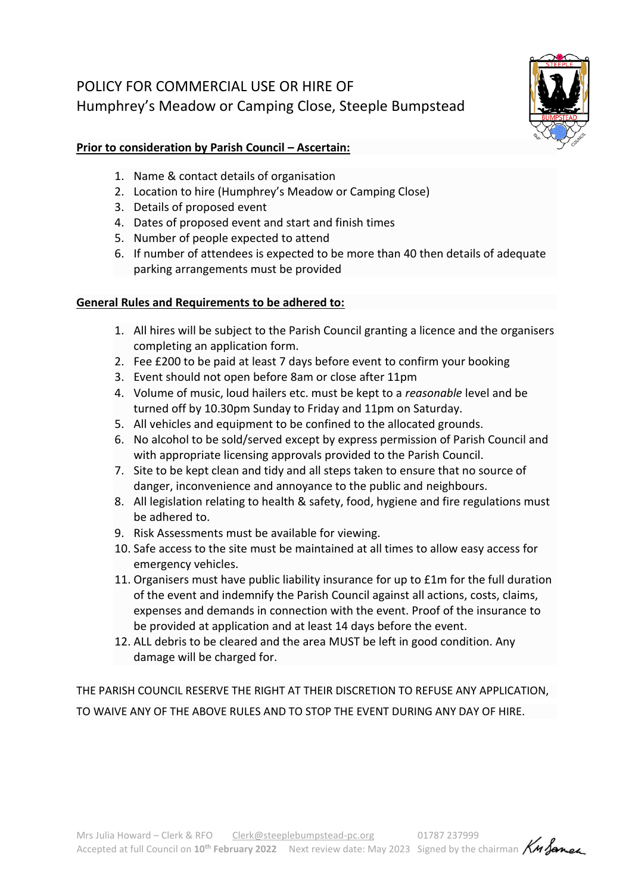# POLICY FOR COMMERCIAL USE OR HIRE OF
## Humphrey's Meadow or Camping Close, Steeple Bumpstead

**Prior to consideration by Parish Council – Ascertain:**

1. Name & contact details of organisation
2. Location to hire (Humphrey's Meadow or Camping Close)
3. Details of proposed event
4. Dates of proposed event and start and finish times
5. Number of people expected to attend
6. If number of attendees is expected to be more than 40 then details of adequate parking arrangements must be provided

**General Rules and Requirements to be adhered to:**

1. All hires will be subject to the Parish Council granting a licence and the organisers completing an application form.
2. Fee £200 to be paid at least 7 days before event to confirm your booking
3. Event should not open before 8am or close after 11pm
4. Volume of music, loud hailers etc. must be kept to a *reasonable* level and be turned off by 10.30pm Sunday to Friday and 11pm on Saturday.
5. All vehicles and equipment to be confined to the allocated grounds.
6. No alcohol to be sold/served except by express permission of Parish Council and with appropriate licensing approvals provided to the Parish Council.
7. Site to be kept clean and tidy and all steps taken to ensure that no source of danger, inconvenience and annoyance to the public and neighbours.
8. All legislation relating to health & safety, food, hygiene and fire regulations must be adhered to.
9. Risk Assessments must be available for viewing.
10. Safe access to the site must be maintained at all times to allow easy access for emergency vehicles.
11. Organisers must have public liability insurance for up to £1m for the full duration of the event and indemnify the Parish Council against all actions, costs, claims, expenses and demands in connection with the event. Proof of the insurance to be provided at application and at least 14 days before the event.
12. ALL debris to be cleared and the area MUST be left in good condition. Any damage will be charged for.

THE PARISH COUNCIL RESERVE THE RIGHT AT THEIR DISCRETION TO REFUSE ANY APPLICATION, TO WAIVE ANY OF THE ABOVE RULES AND TO STOP THE EVENT DURING ANY DAY OF HIRE.

Mrs Julia Howard – Clerk & RFO  Clerk@steeplebumpstead-pc.org  01787 237999
Accepted at full Council on **10th February 2022**  Next review date: May 2023  Signed by the chairman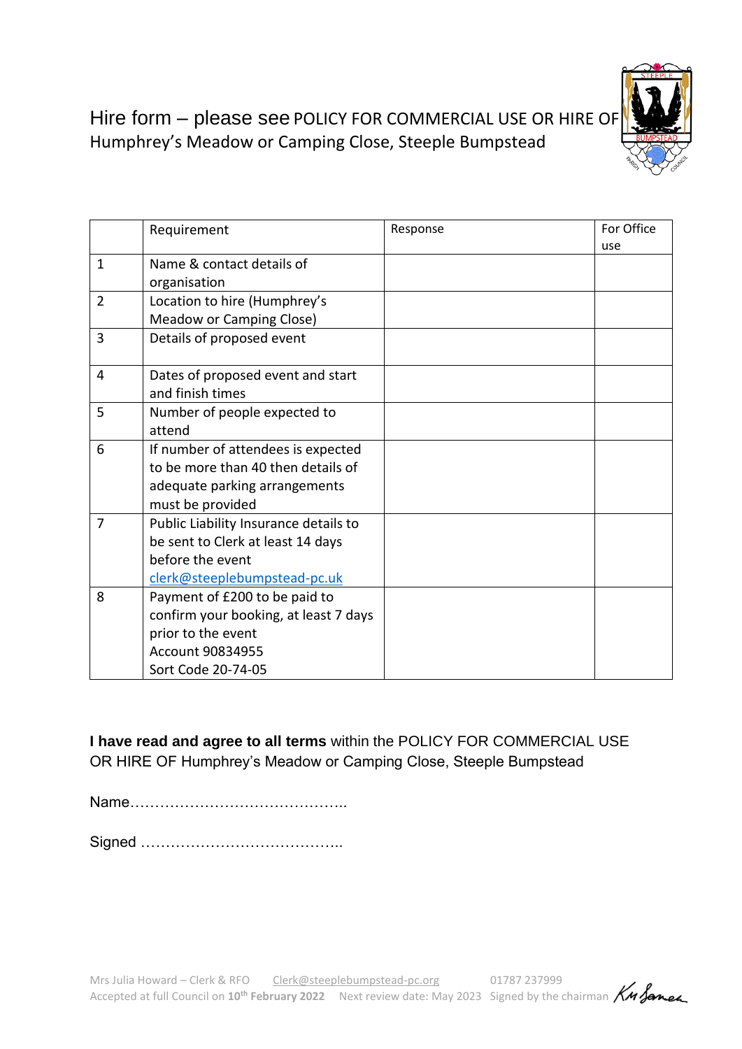# Hire form – please see POLICY FOR COMMERCIAL USE OR HIRE OF Humphrey's Meadow or Camping Close, Steeple Bumpstead

| | Requirement | Response | For Office use |
|---|---|---|---|
| 1 | Name & contact details of organisation | | |
| 2 | Location to hire (Humphrey's Meadow or Camping Close) | | |
| 3 | Details of proposed event | | |
| 4 | Dates of proposed event and start and finish times | | |
| 5 | Number of people expected to attend | | |
| 6 | If number of attendees is expected to be more than 40 then details of adequate parking arrangements must be provided | | |
| 7 | Public Liability Insurance details to be sent to Clerk at least 14 days before the event clerk@steeplebumpstead-pc.uk | | |
| 8 | Payment of £200 to be paid to confirm your booking, at least 7 days prior to the event<br>Account 90834955<br>Sort Code 20-74-05 | | |

**I have read and agree to all terms** within the POLICY FOR COMMERCIAL USE OR HIRE OF Humphrey's Meadow or Camping Close, Steeple Bumpstead

Name……………………………………..

Signed …………………………………..

Mrs Julia Howard – Clerk & RFO Clerk@steeplebumpstead-pc.org 01787 237999
Accepted at full Council on **10th February 2022** Next review date: May 2023 Signed by the chairman